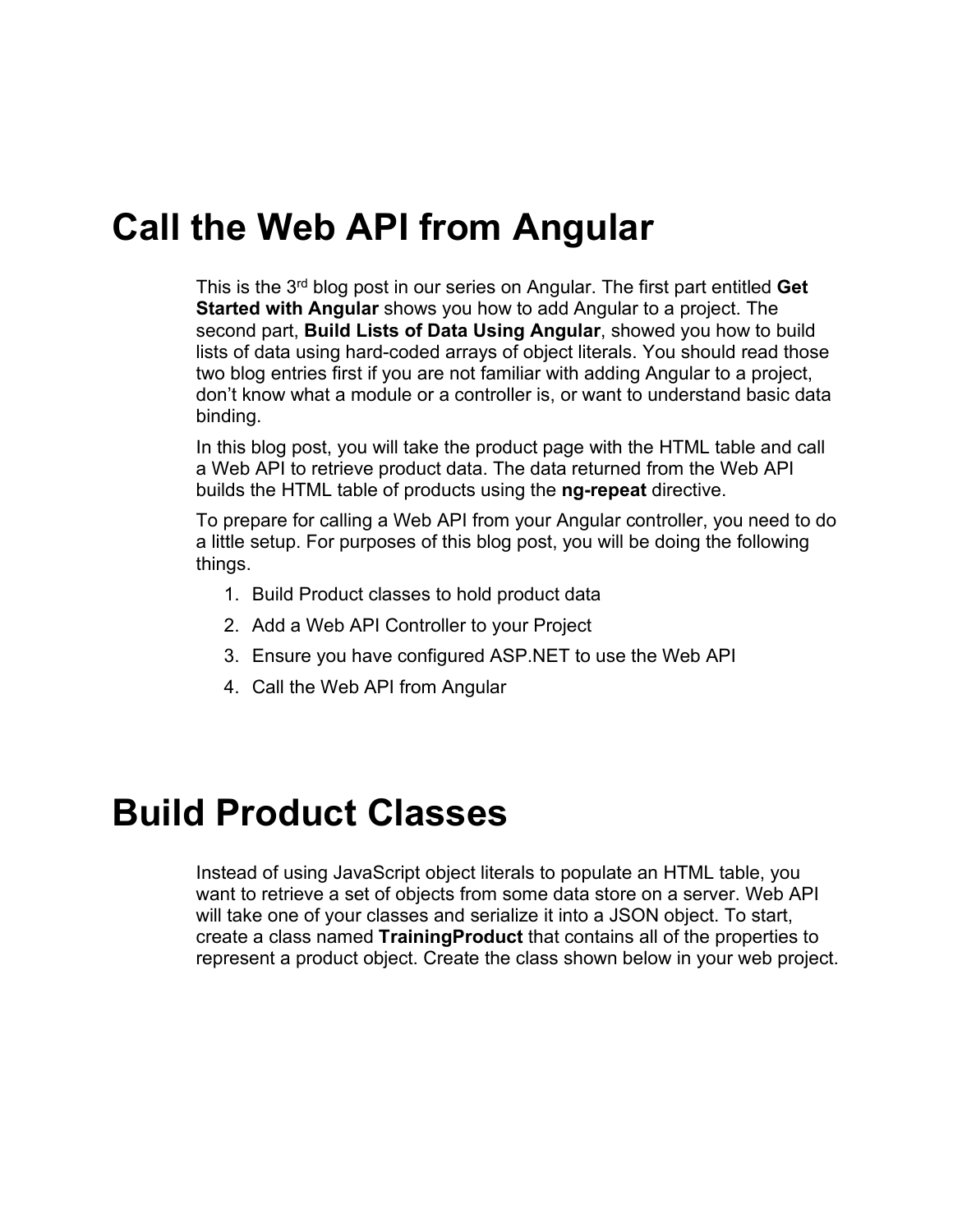# Call the Web API from Angular

This is the 3rd blog post in our series on Angular. The first part entitled **Get Started with Angular** shows you how to add Angular to a project. The second part, **Build Lists of Data Using Angular**, showed you how to build lists of data using hard-coded arrays of object literals. You should read those two blog entries first if you are not familiar with adding Angular to a project, don't know what a module or a controller is, or want to understand basic data binding.

In this blog post, you will take the product page with the HTML table and call a Web API to retrieve product data. The data returned from the Web API builds the HTML table of products using the **ng-repeat** directive.

To prepare for calling a Web API from your Angular controller, you need to do a little setup. For purposes of this blog post, you will be doing the following things.

1. Build Product classes to hold product data
2. Add a Web API Controller to your Project
3. Ensure you have configured ASP.NET to use the Web API
4. Call the Web API from Angular

# Build Product Classes

Instead of using JavaScript object literals to populate an HTML table, you want to retrieve a set of objects from some data store on a server. Web API will take one of your classes and serialize it into a JSON object. To start, create a class named **TrainingProduct** that contains all of the properties to represent a product object. Create the class shown below in your web project.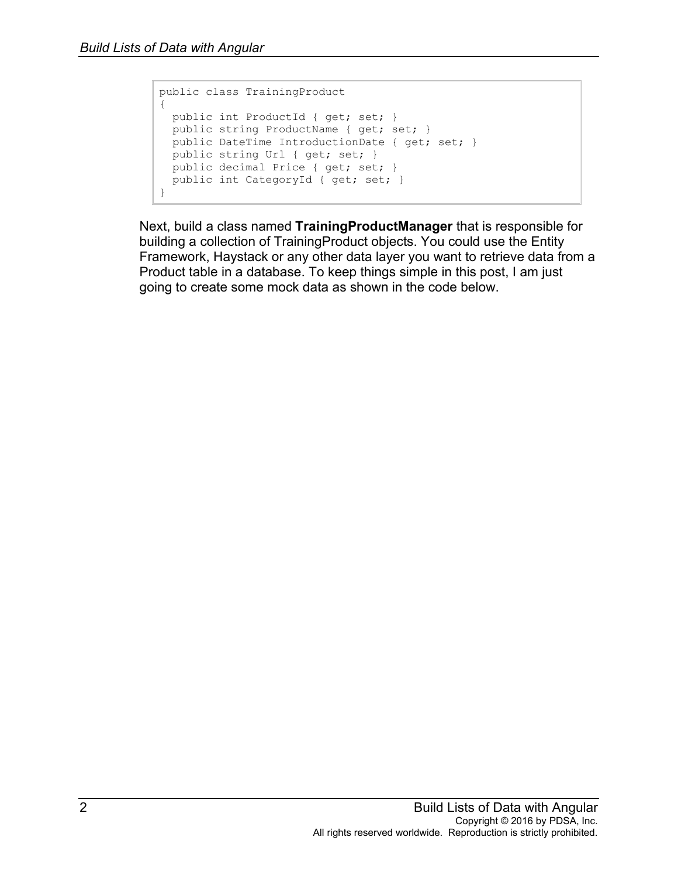```
public class TrainingProduct
{
  public int ProductId { get; set; }
  public string ProductName { get; set; }
  public DateTime IntroductionDate { get; set; }
  public string Url { get; set; }
  public decimal Price { get; set; }
  public int CategoryId { get; set; }
}
```

Next, build a class named **TrainingProductManager** that is responsible for building a collection of TrainingProduct objects. You could use the Entity Framework, Haystack or any other data layer you want to retrieve data from a Product table in a database. To keep things simple in this post, I am just going to create some mock data as shown in the code below.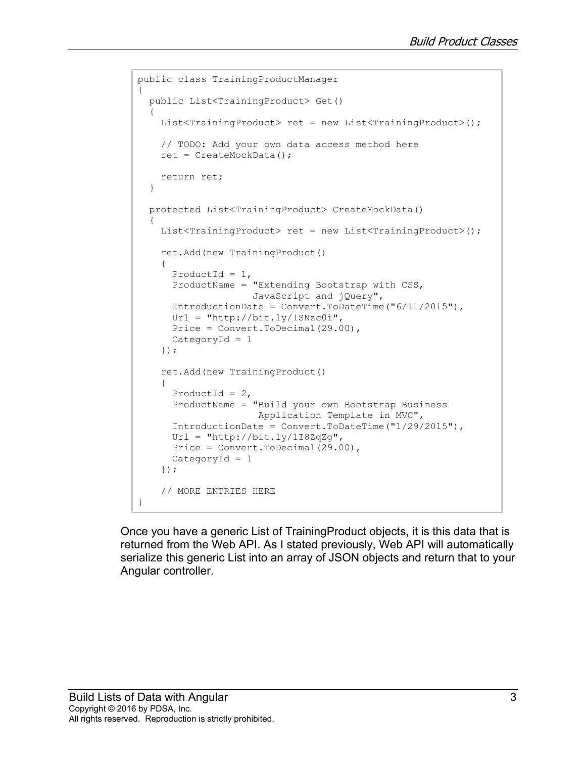```
public class TrainingProductManager
{
  public List<TrainingProduct> Get()
  {
    List<TrainingProduct> ret = new List<TrainingProduct>();

    // TODO: Add your own data access method here
    ret = CreateMockData();

    return ret;
  }

  protected List<TrainingProduct> CreateMockData()
  {
    List<TrainingProduct> ret = new List<TrainingProduct>();

    ret.Add(new TrainingProduct()
    {
      ProductId = 1,
      ProductName = "Extending Bootstrap with CSS,
                     JavaScript and jQuery",
      IntroductionDate = Convert.ToDateTime("6/11/2015"),
      Url = "http://bit.ly/1SNzc0i",
      Price = Convert.ToDecimal(29.00),
      CategoryId = 1
    });

    ret.Add(new TrainingProduct()
    {
      ProductId = 2,
      ProductName = "Build your own Bootstrap Business
                      Application Template in MVC",
      IntroductionDate = Convert.ToDateTime("1/29/2015"),
      Url = "http://bit.ly/1I8ZqZg",
      Price = Convert.ToDecimal(29.00),
      CategoryId = 1
    });

    // MORE ENTRIES HERE
}
```

Once you have a generic List of TrainingProduct objects, it is this data that is returned from the Web API. As I stated previously, Web API will automatically serialize this generic List into an array of JSON objects and return that to your Angular controller.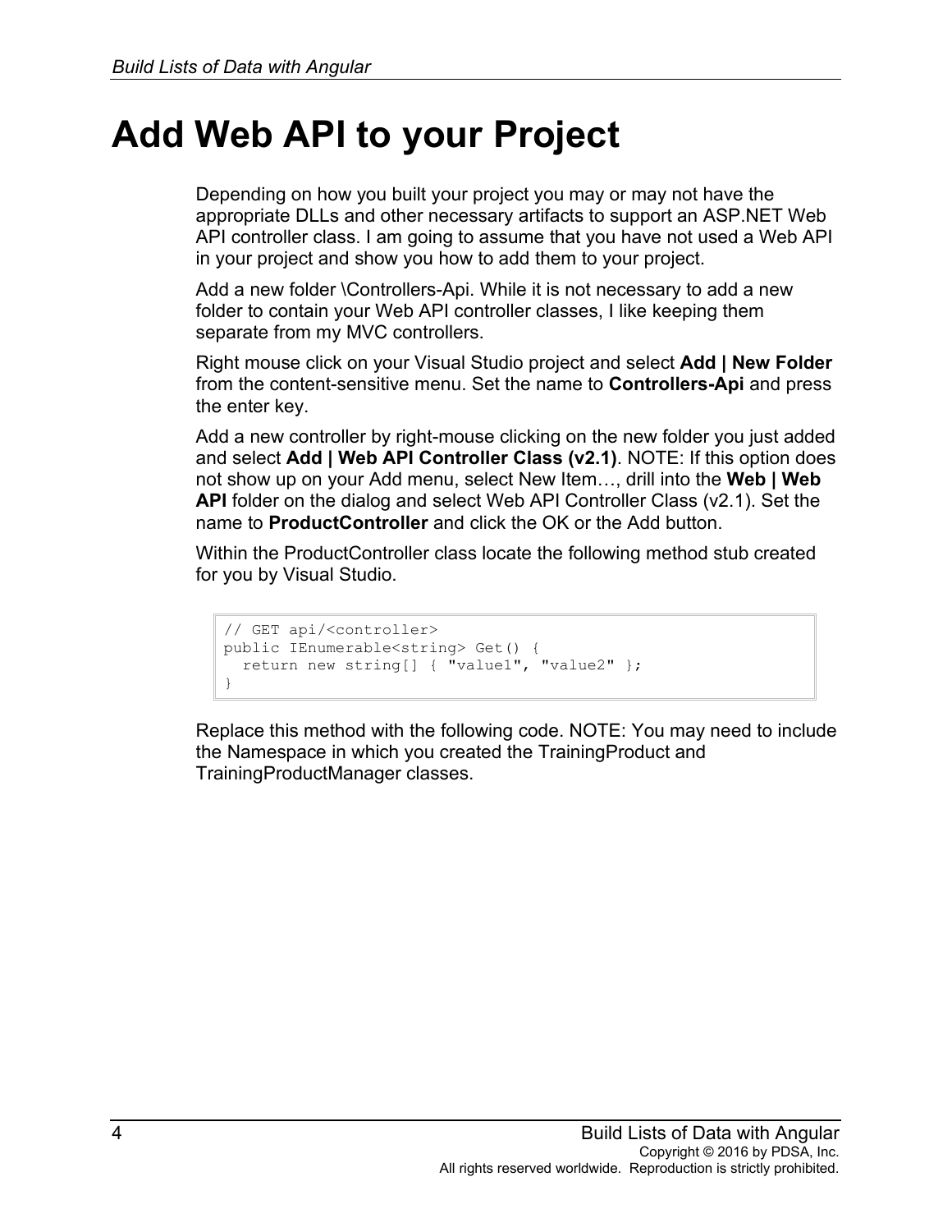# Add Web API to your Project

Depending on how you built your project you may or may not have the appropriate DLLs and other necessary artifacts to support an ASP.NET Web API controller class. I am going to assume that you have not used a Web API in your project and show you how to add them to your project.

Add a new folder \Controllers-Api. While it is not necessary to add a new folder to contain your Web API controller classes, I like keeping them separate from my MVC controllers.

Right mouse click on your Visual Studio project and select **Add | New Folder** from the content-sensitive menu. Set the name to **Controllers-Api** and press the enter key.

Add a new controller by right-mouse clicking on the new folder you just added and select **Add | Web API Controller Class (v2.1)**. NOTE: If this option does not show up on your Add menu, select New Item…, drill into the **Web | Web API** folder on the dialog and select Web API Controller Class (v2.1). Set the name to **ProductController** and click the OK or the Add button.

Within the ProductController class locate the following method stub created for you by Visual Studio.

```
// GET api/<controller>
public IEnumerable<string> Get() {
  return new string[] { "value1", "value2" };
}
```

Replace this method with the following code. NOTE: You may need to include the Namespace in which you created the TrainingProduct and TrainingProductManager classes.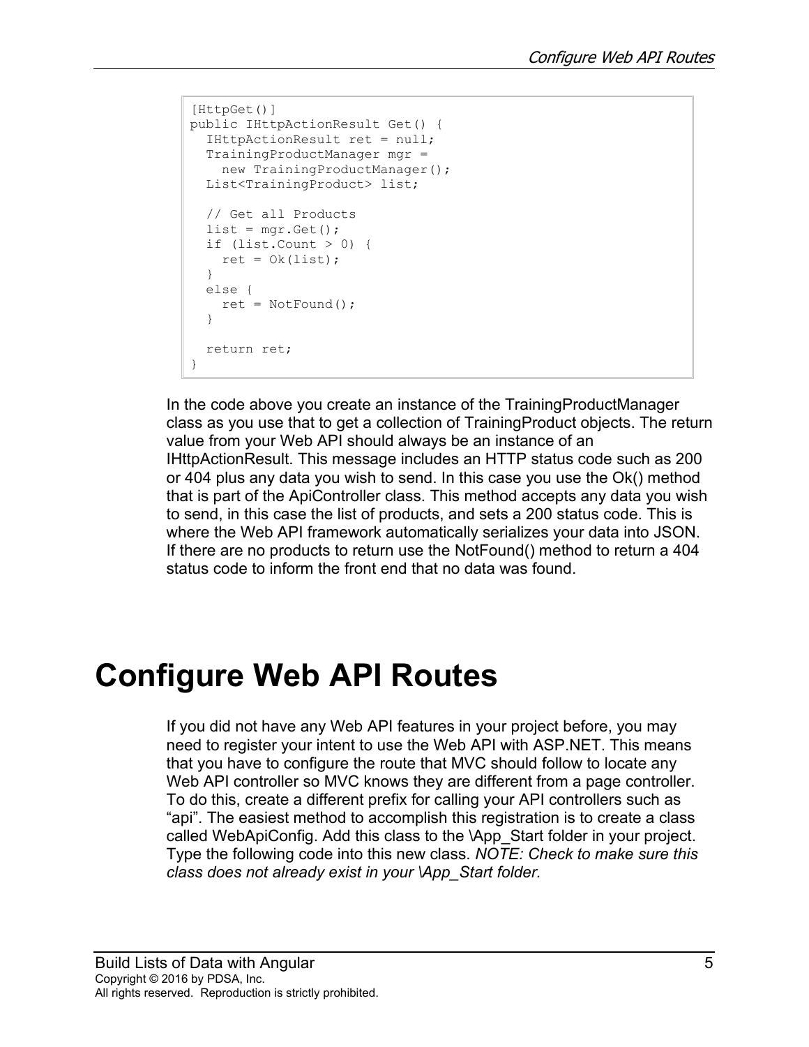```
[HttpGet()]
public IHttpActionResult Get() {
  IHttpActionResult ret = null;
  TrainingProductManager mgr =
    new TrainingProductManager();
  List<TrainingProduct> list;

  // Get all Products
  list = mgr.Get();
  if (list.Count > 0) {
    ret = Ok(list);
  }
  else {
    ret = NotFound();
  }

  return ret;
}
```

In the code above you create an instance of the TrainingProductManager class as you use that to get a collection of TrainingProduct objects. The return value from your Web API should always be an instance of an IHttpActionResult. This message includes an HTTP status code such as 200 or 404 plus any data you wish to send. In this case you use the Ok() method that is part of the ApiController class. This method accepts any data you wish to send, in this case the list of products, and sets a 200 status code. This is where the Web API framework automatically serializes your data into JSON. If there are no products to return use the NotFound() method to return a 404 status code to inform the front end that no data was found.

# Configure Web API Routes

If you did not have any Web API features in your project before, you may need to register your intent to use the Web API with ASP.NET. This means that you have to configure the route that MVC should follow to locate any Web API controller so MVC knows they are different from a page controller. To do this, create a different prefix for calling your API controllers such as "api". The easiest method to accomplish this registration is to create a class called WebApiConfig. Add this class to the \App_Start folder in your project. Type the following code into this new class. *NOTE: Check to make sure this class does not already exist in your \App_Start folder.*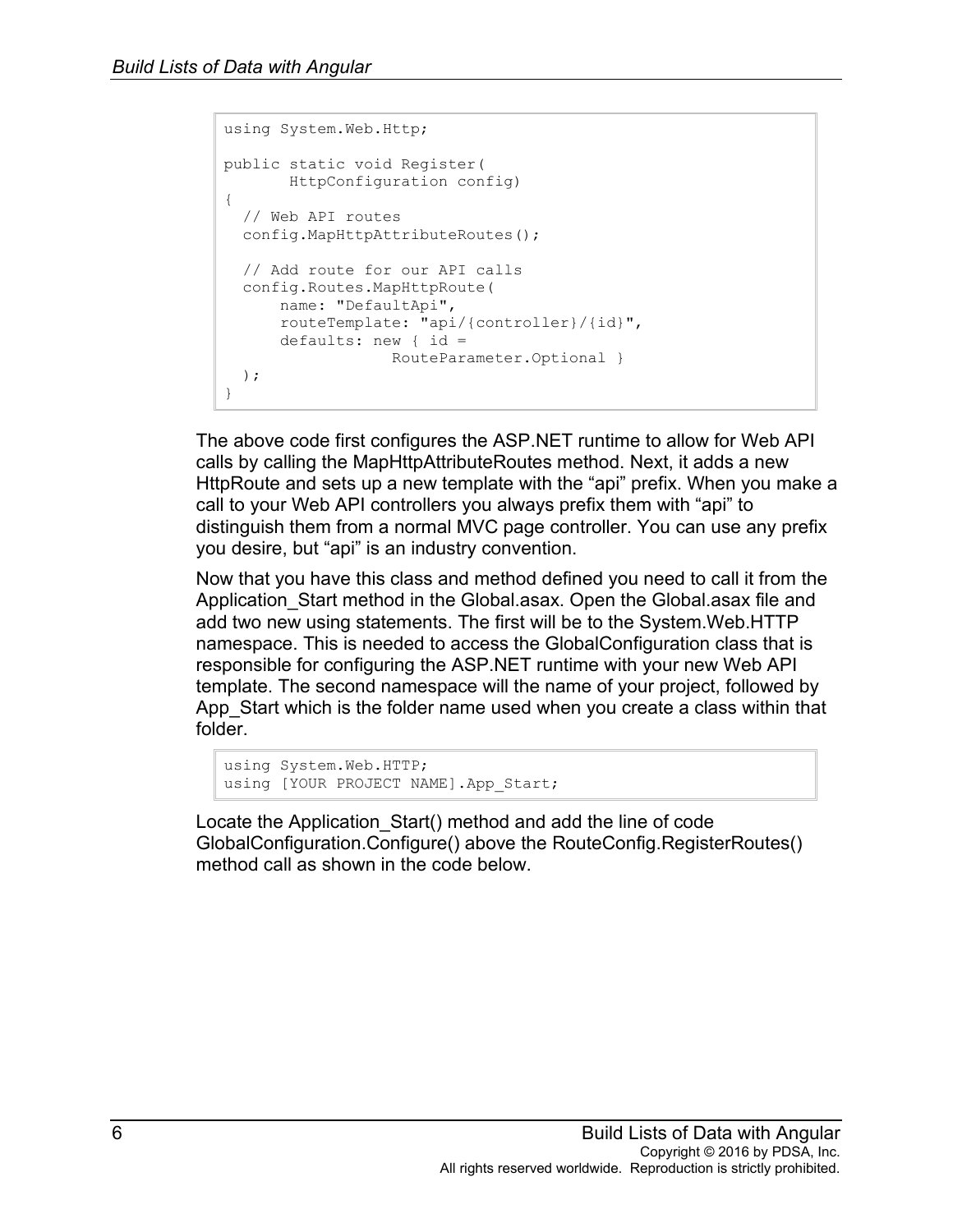```
using System.Web.Http;

public static void Register(
       HttpConfiguration config)
{
  // Web API routes
  config.MapHttpAttributeRoutes();

  // Add route for our API calls
  config.Routes.MapHttpRoute(
      name: "DefaultApi",
      routeTemplate: "api/{controller}/{id}",
      defaults: new { id =
                  RouteParameter.Optional }
  );
}
```

The above code first configures the ASP.NET runtime to allow for Web API calls by calling the MapHttpAttributeRoutes method. Next, it adds a new HttpRoute and sets up a new template with the “api” prefix. When you make a call to your Web API controllers you always prefix them with “api” to distinguish them from a normal MVC page controller. You can use any prefix you desire, but “api” is an industry convention.

Now that you have this class and method defined you need to call it from the Application_Start method in the Global.asax. Open the Global.asax file and add two new using statements. The first will be to the System.Web.HTTP namespace. This is needed to access the GlobalConfiguration class that is responsible for configuring the ASP.NET runtime with your new Web API template. The second namespace will the name of your project, followed by App_Start which is the folder name used when you create a class within that folder.

```
using System.Web.HTTP;
using [YOUR PROJECT NAME].App_Start;
```

Locate the Application_Start() method and add the line of code GlobalConfiguration.Configure() above the RouteConfig.RegisterRoutes() method call as shown in the code below.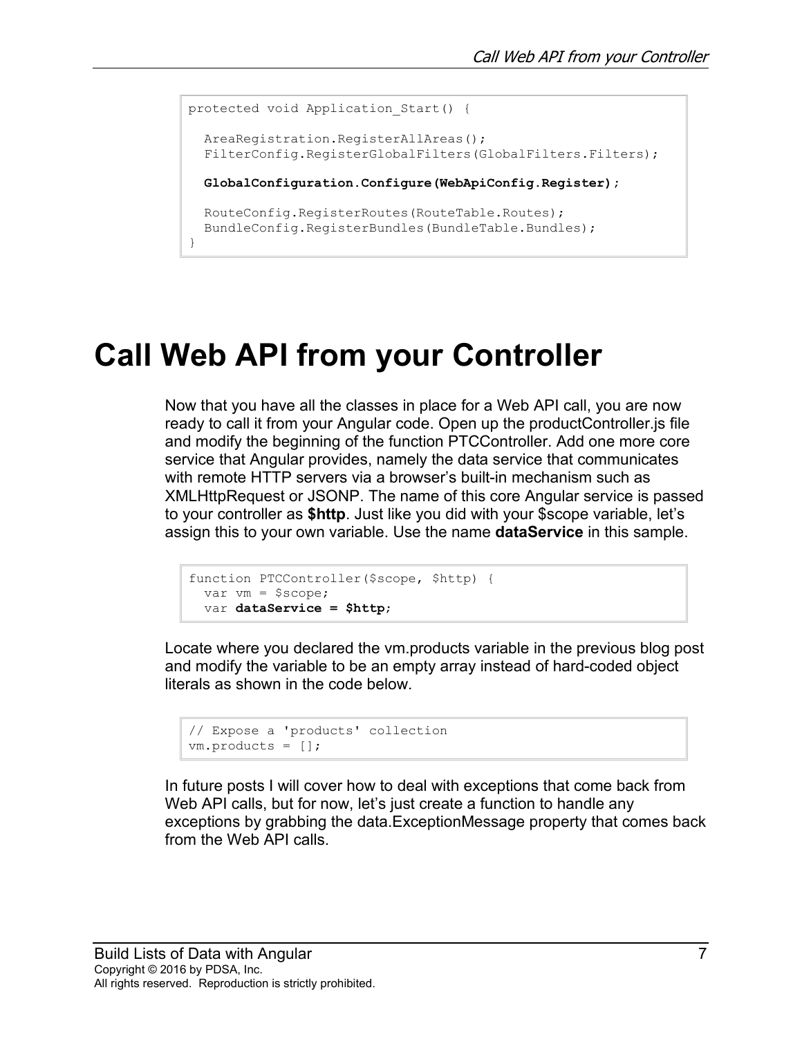```
protected void Application_Start() {

  AreaRegistration.RegisterAllAreas();
  FilterConfig.RegisterGlobalFilters(GlobalFilters.Filters);

  GlobalConfiguration.Configure(WebApiConfig.Register);

  RouteConfig.RegisterRoutes(RouteTable.Routes);
  BundleConfig.RegisterBundles(BundleTable.Bundles);
}
```

# Call Web API from your Controller

Now that you have all the classes in place for a Web API call, you are now ready to call it from your Angular code. Open up the productController.js file and modify the beginning of the function PTCController. Add one more core service that Angular provides, namely the data service that communicates with remote HTTP servers via a browser's built-in mechanism such as XMLHttpRequest or JSONP. The name of this core Angular service is passed to your controller as **$http**. Just like you did with your $scope variable, let's assign this to your own variable. Use the name **dataService** in this sample.

```
function PTCController($scope, $http) {
  var vm = $scope;
  var dataService = $http;
```

Locate where you declared the vm.products variable in the previous blog post and modify the variable to be an empty array instead of hard-coded object literals as shown in the code below.

```
// Expose a 'products' collection
vm.products = [];
```

In future posts I will cover how to deal with exceptions that come back from Web API calls, but for now, let's just create a function to handle any exceptions by grabbing the data.ExceptionMessage property that comes back from the Web API calls.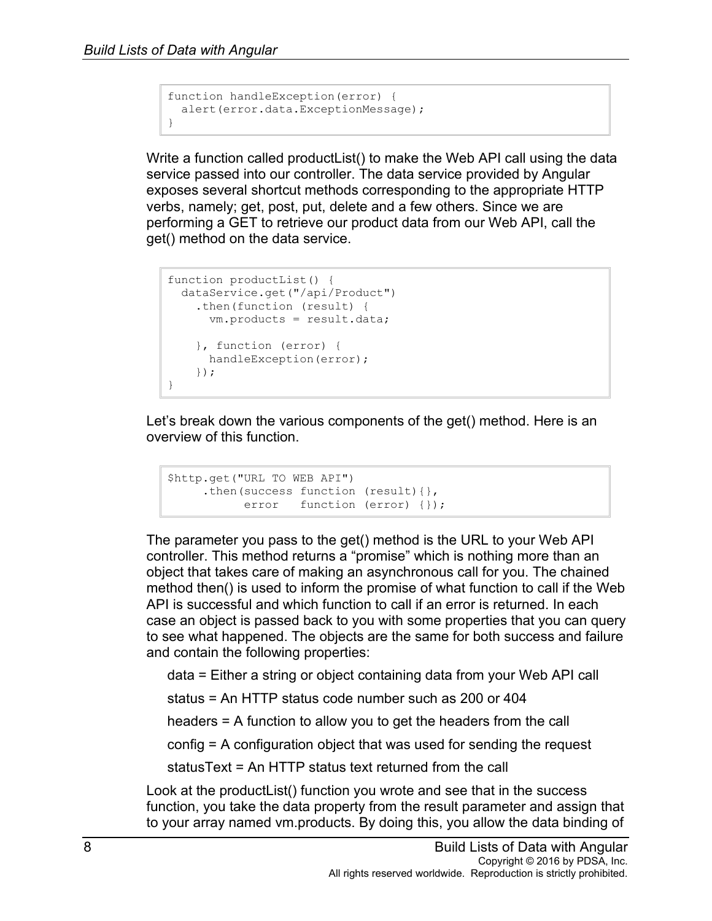```
function handleException(error) {
  alert(error.data.ExceptionMessage);
}
```

Write a function called productList() to make the Web API call using the data service passed into our controller. The data service provided by Angular exposes several shortcut methods corresponding to the appropriate HTTP verbs, namely; get, post, put, delete and a few others. Since we are performing a GET to retrieve our product data from our Web API, call the get() method on the data service.

```
function productList() {
  dataService.get("/api/Product")
    .then(function (result) {
      vm.products = result.data;

    }, function (error) {
      handleException(error);
    });
}
```

Let's break down the various components of the get() method. Here is an overview of this function.

```
$http.get("URL TO WEB API")
     .then(success function (result){},
           error   function (error) {});
```

The parameter you pass to the get() method is the URL to your Web API controller. This method returns a "promise" which is nothing more than an object that takes care of making an asynchronous call for you. The chained method then() is used to inform the promise of what function to call if the Web API is successful and which function to call if an error is returned. In each case an object is passed back to you with some properties that you can query to see what happened. The objects are the same for both success and failure and contain the following properties:

data = Either a string or object containing data from your Web API call

status = An HTTP status code number such as 200 or 404

headers = A function to allow you to get the headers from the call

config = A configuration object that was used for sending the request

statusText = An HTTP status text returned from the call

Look at the productList() function you wrote and see that in the success function, you take the data property from the result parameter and assign that to your array named vm.products. By doing this, you allow the data binding of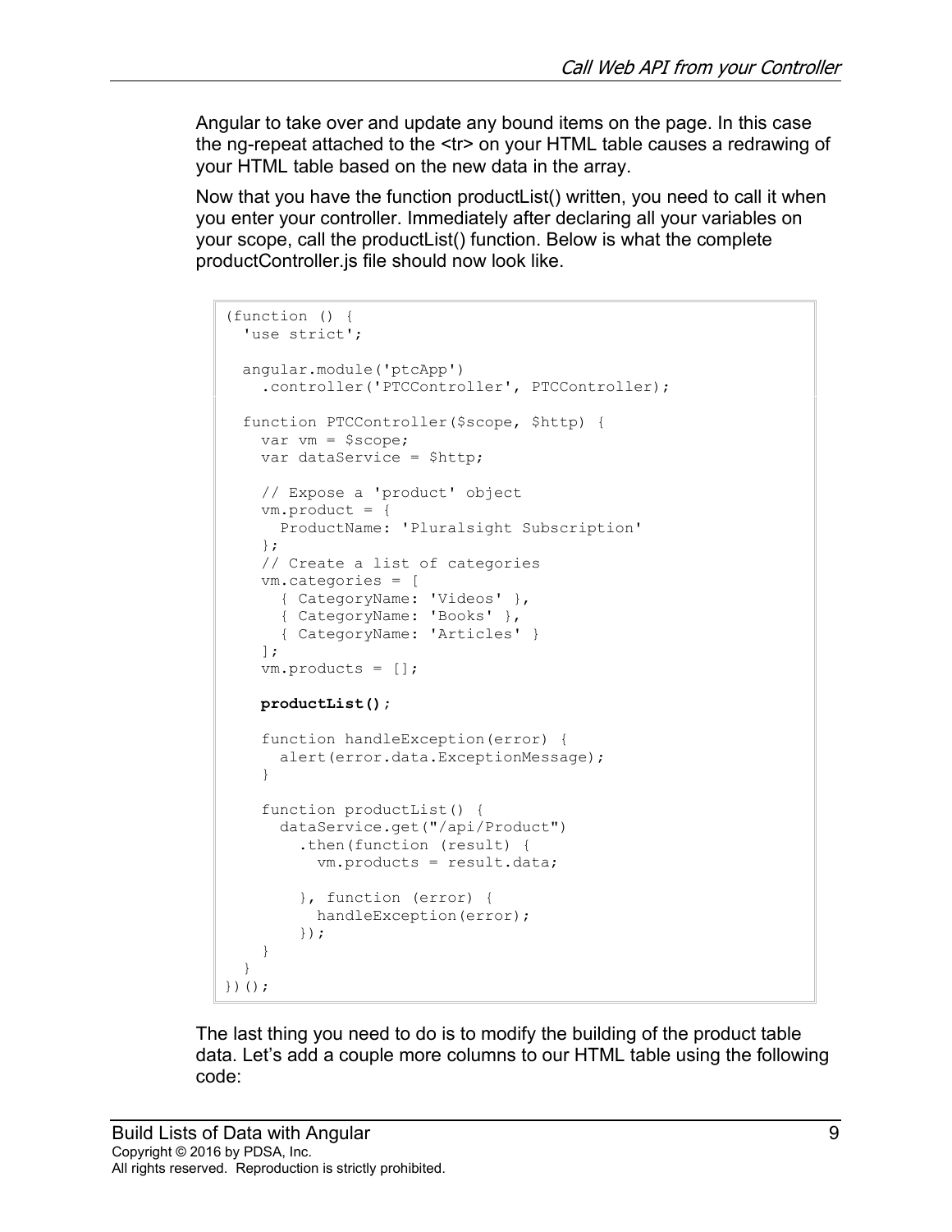Angular to take over and update any bound items on the page. In this case the ng-repeat attached to the <tr> on your HTML table causes a redrawing of your HTML table based on the new data in the array.

Now that you have the function productList() written, you need to call it when you enter your controller. Immediately after declaring all your variables on your scope, call the productList() function. Below is what the complete productController.js file should now look like.

```
(function () {
  'use strict';

  angular.module('ptcApp')
    .controller('PTCController', PTCController);

  function PTCController($scope, $http) {
    var vm = $scope;
    var dataService = $http;

    // Expose a 'product' object
    vm.product = {
      ProductName: 'Pluralsight Subscription'
    };
    // Create a list of categories
    vm.categories = [
      { CategoryName: 'Videos' },
      { CategoryName: 'Books' },
      { CategoryName: 'Articles' }
    ];
    vm.products = [];

    productList();

    function handleException(error) {
      alert(error.data.ExceptionMessage);
    }

    function productList() {
      dataService.get("/api/Product")
        .then(function (result) {
          vm.products = result.data;

        }, function (error) {
          handleException(error);
        });
    }
  }
})();
```

The last thing you need to do is to modify the building of the product table data. Let's add a couple more columns to our HTML table using the following code: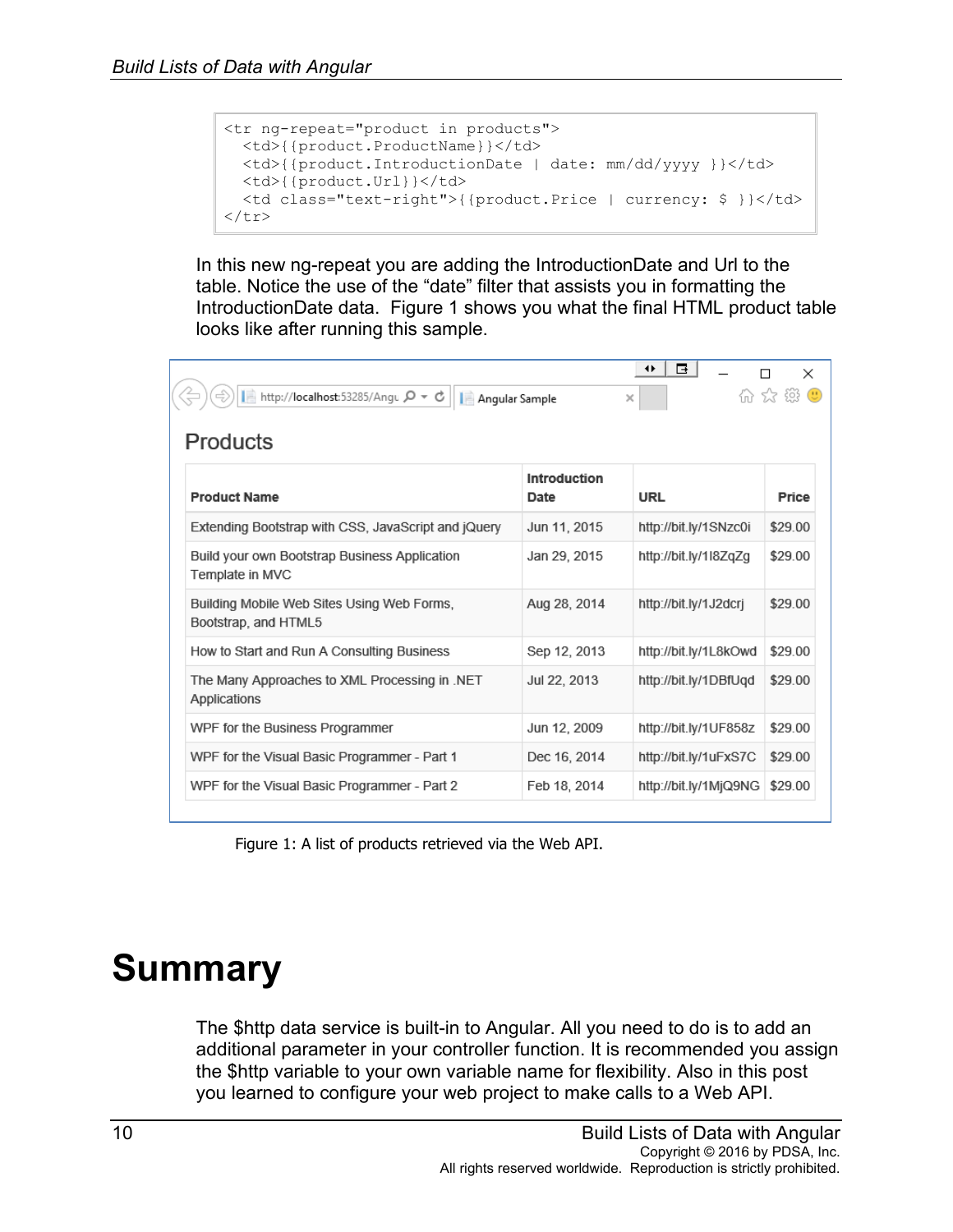```
<tr ng-repeat="product in products">
  <td>{{product.ProductName}}</td>
  <td>{{product.IntroductionDate | date: mm/dd/yyyy }}</td>
  <td>{{product.Url}}</td>
  <td class="text-right">{{product.Price | currency: $ }}</td>
</tr>
```

In this new ng-repeat you are adding the IntroductionDate and Url to the table. Notice the use of the "date" filter that assists you in formatting the IntroductionDate data. Figure 1 shows you what the final HTML product table looks like after running this sample.

Products

| Product Name | Introduction Date | URL | Price |
|---|---|---|---|
| Extending Bootstrap with CSS, JavaScript and jQuery | Jun 11, 2015 | http://bit.ly/1SNzc0i | $29.00 |
| Build your own Bootstrap Business Application Template in MVC | Jan 29, 2015 | http://bit.ly/1I8ZqZg | $29.00 |
| Building Mobile Web Sites Using Web Forms, Bootstrap, and HTML5 | Aug 28, 2014 | http://bit.ly/1J2dcrj | $29.00 |
| How to Start and Run A Consulting Business | Sep 12, 2013 | http://bit.ly/1L8kOwd | $29.00 |
| The Many Approaches to XML Processing in .NET Applications | Jul 22, 2013 | http://bit.ly/1DBfUqd | $29.00 |
| WPF for the Business Programmer | Jun 12, 2009 | http://bit.ly/1UF858z | $29.00 |
| WPF for the Visual Basic Programmer - Part 1 | Dec 16, 2014 | http://bit.ly/1uFxS7C | $29.00 |
| WPF for the Visual Basic Programmer - Part 2 | Feb 18, 2014 | http://bit.ly/1MjQ9NG | $29.00 |

Figure 1: A list of products retrieved via the Web API.

# Summary

The $http data service is built-in to Angular. All you need to do is to add an additional parameter in your controller function. It is recommended you assign the $http variable to your own variable name for flexibility. Also in this post you learned to configure your web project to make calls to a Web API.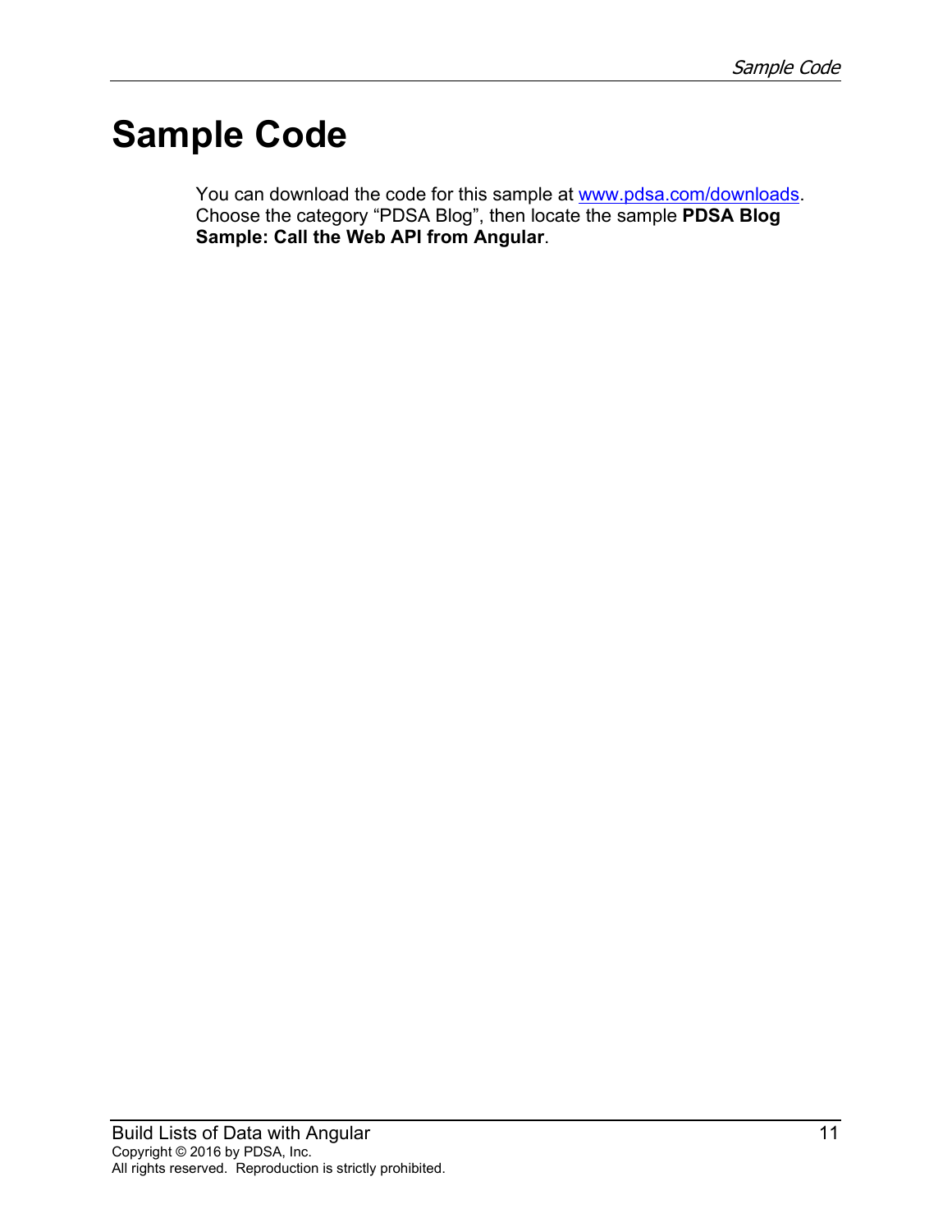# Sample Code

You can download the code for this sample at [www.pdsa.com/downloads](http://www.pdsa.com/downloads). Choose the category "PDSA Blog", then locate the sample **PDSA Blog Sample: Call the Web API from Angular**.